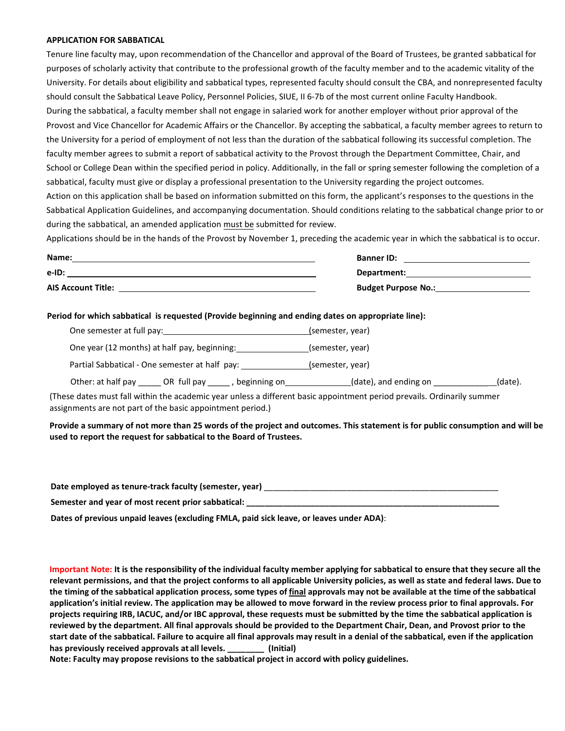## APPLICATION FOR SABBATICAL

Tenure line faculty may, upon recommendation of the Chancellor and approval of the Board of Trustees, be granted sabbatical for purposes of scholarly activity that contribute to the professional growth of the faculty member and to the academic vitality of the University. For details about eligibility and sabbatical types, represented faculty should consult the CBA, and nonrepresented faculty should consult the Sabbatical Leave Policy, Personnel Policies, SIUE, II 6-7b of the most current online Faculty Handbook.

During the sabbatical, a faculty member shall not engage in salaried work for another employer without prior approval of the Provost and Vice Chancellor for Academic Affairs or the Chancellor. By accepting the sabbatical, a faculty member agrees to return to the University for a period of employment of not less than the duration of the sabbatical following its successful completion. The faculty member agrees to submit a report of sabbatical activity to the Provost through the Department Committee, Chair, and School or College Dean within the specified period in policy. Additionally, in the fall or spring semester following the completion of a sabbatical, faculty must give or display a professional presentation to the University regarding the project outcomes.

Action on this application shall be based on information submitted on this form, the applicant's responses to the questions in the Sabbatical Application Guidelines, and accompanying documentation. Should conditions relating to the sabbatical change prior to or during the sabbatical, an amended application must be submitted for review.

Applications should be in the hands of the Provost by November 1, preceding the academic year in which the sabbatical is to occur.

**Name:** ______________________________ **Banner ID:** ______________________

**e-ID:** ______________________________ **Department:** ______________________

**AIS Account Title:** ______________________________ **Budget Purpose No.:** ______________________

**Period for which sabbatical is requested (Provide beginning and ending dates on appropriate line):**

One semester at full pay: ______________________(semester, year)

One year (12 months) at half pay, beginning: ______________(semester, year)

Partial Sabbatical - One semester at half pay: ______________(semester, year)

Other: at half pay _____ OR full pay _____ , beginning on______________(date), and ending on ______________(date).

(These dates must fall within the academic year unless a different basic appointment period prevails. Ordinarily summer assignments are not part of the basic appointment period.)

**Provide a summary of not more than 25 words of the project and outcomes. This statement is for public consumption and will be used to report the request for sabbatical to the Board of Trustees.**

**Date employed as tenure-track faculty (semester, year)** ______________________________________________

**Semester and year of most recent prior sabbatical:** ______________________________________________

**Dates of previous unpaid leaves (excluding FMLA, paid sick leave, or leaves under ADA)**:

**Important Note: It is the responsibility of the individual faculty member applying for sabbatical to ensure that they secure all the relevant permissions, and that the project conforms to all applicable University policies, as well as state and federal laws. Due to the timing of the sabbatical application process, some types of final approvals may not be available at the time of the sabbatical application's initial review. The application may be allowed to move forward in the review process prior to final approvals. For projects requiring IRB, IACUC, and/or IBC approval, these requests must be submitted by the time the sabbatical application is reviewed by the department. All final approvals should be provided to the Department Chair, Dean, and Provost prior to the start date of the sabbatical. Failure to acquire all final approvals may result in a denial of the sabbatical, even if the application has previously received approvals at all levels. ________ (Initial)**

**Note: Faculty may propose revisions to the sabbatical project in accord with policy guidelines.**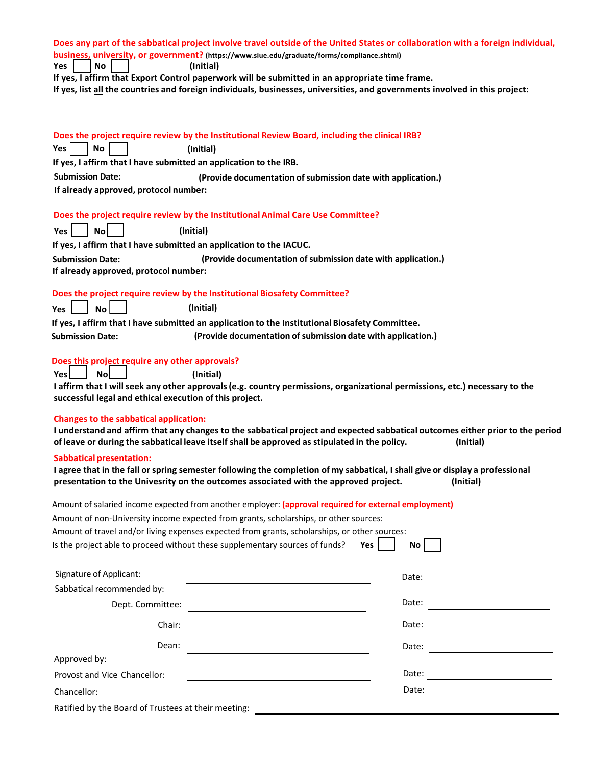**Does any part of the sabbatical project involve travel outside of the United States or collaboration with a foreign individual, business, university, or government?** **(https://www.siue.edu/graduate/forms/compliance.shtml)**

**Yes** ☐ **No** ☐ **(Initial)**

**If yes, I affirm that Export Control paperwork will be submitted in an appropriate time frame.**

**If yes, list all the countries and foreign individuals, businesses, universities, and governments involved in this project:**

**Does the project require review by the Institutional Review Board, including the clinical IRB?**

**Yes** ☐ **No** ☐ **(Initial)**

**If yes, I affirm that I have submitted an application to the IRB.**

**Submission Date:** **(Provide documentation of submission date with application.)**

**If already approved, protocol number:**

**Does the project require review by the Institutional Animal Care Use Committee?**

**Yes** ☐ **No** ☐ **(Initial)**

**If yes, I affirm that I have submitted an application to the IACUC.**

**Submission Date:** **(Provide documentation of submission date with application.)**

**If already approved, protocol number:**

**Does the project require review by the Institutional Biosafety Committee?**

**Yes** ☐ **No** ☐ **(Initial)**

**If yes, I affirm that I have submitted an application to the Institutional Biosafety Committee.**

**Submission Date:** **(Provide documentation of submission date with application.)**

**Does this project require any other approvals?**

**Yes** ☐ **No** ☐ **(Initial)**

**I affirm that I will seek any other approvals (e.g. country permissions, organizational permissions, etc.) necessary to the successful legal and ethical execution of this project.**

**Changes to the sabbatical application:**

**I understand and affirm that any changes to the sabbatical project and expected sabbatical outcomes either prior to the period of leave or during the sabbatical leave itself shall be approved as stipulated in the policy.** **(Initial)**

**Sabbatical presentation:**

**I agree that in the fall or spring semester following the completion of my sabbatical, I shall give or display a professional presentation to the Univesrity on the outcomes associated with the approved project.** **(Initial)**

Amount of salaried income expected from another employer: **(approval required for external employment)**

Amount of non-University income expected from grants, scholarships, or other sources:

Amount of travel and/or living expenses expected from grants, scholarships, or other sources:

Is the project able to proceed without these supplementary sources of funds? **Yes** ☐ **No** ☐

Signature of Applicant: ______________________ Date: ______________

Sabbatical recommended by:

Dept. Committee: ______________________ Date: ______________

Chair: ______________________ Date: ______________

Dean: ______________________ Date: ______________

Approved by:

Provost and Vice Chancellor: ______________________ Date: ______________

Chancellor: ______________________ Date: ______________

Ratified by the Board of Trustees at their meeting: ______________________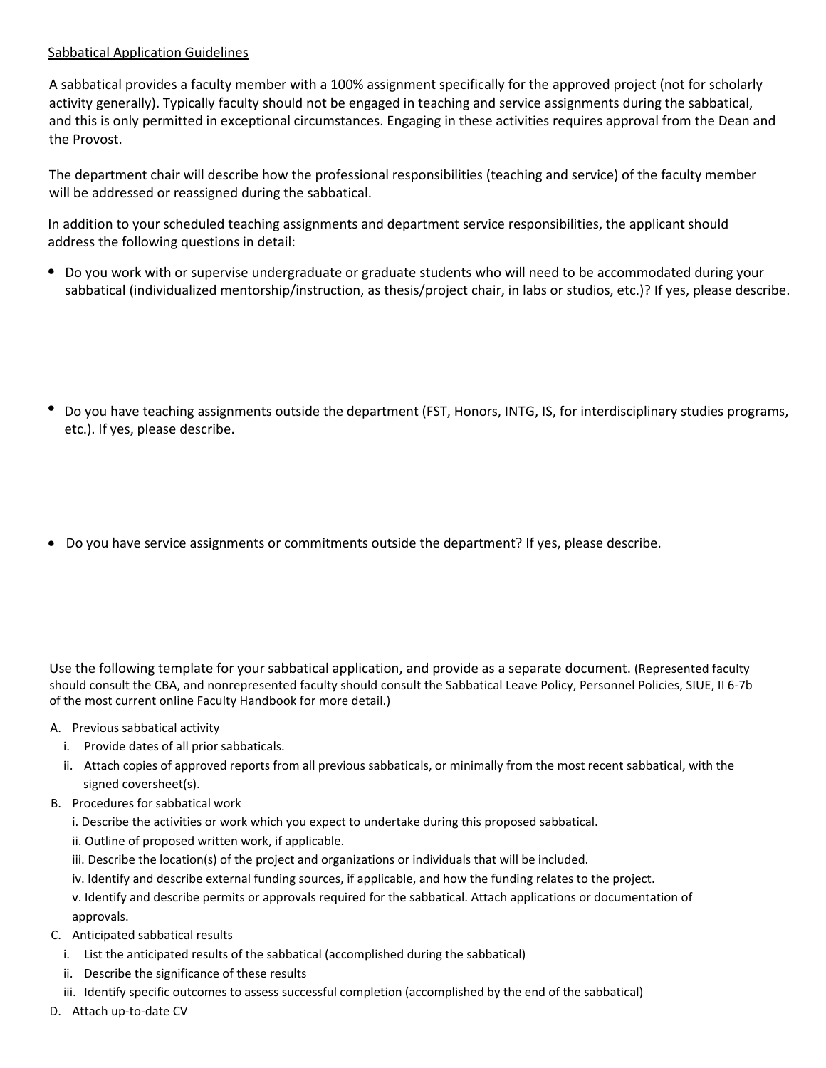Sabbatical Application Guidelines

A sabbatical provides a faculty member with a 100% assignment specifically for the approved project (not for scholarly activity generally). Typically faculty should not be engaged in teaching and service assignments during the sabbatical, and this is only permitted in exceptional circumstances. Engaging in these activities requires approval from the Dean and the Provost.

The department chair will describe how the professional responsibilities (teaching and service) of the faculty member will be addressed or reassigned during the sabbatical.

In addition to your scheduled teaching assignments and department service responsibilities, the applicant should address the following questions in detail:

- Do you work with or supervise undergraduate or graduate students who will need to be accommodated during your sabbatical (individualized mentorship/instruction, as thesis/project chair, in labs or studios, etc.)? If yes, please describe.

- Do you have teaching assignments outside the department (FST, Honors, INTG, IS, for interdisciplinary studies programs, etc.). If yes, please describe.

- Do you have service assignments or commitments outside the department? If yes, please describe.

Use the following template for your sabbatical application, and provide as a separate document. (Represented faculty should consult the CBA, and nonrepresented faculty should consult the Sabbatical Leave Policy, Personnel Policies, SIUE, II 6-7b of the most current online Faculty Handbook for more detail.)

A. Previous sabbatical activity
   i. Provide dates of all prior sabbaticals.
   ii. Attach copies of approved reports from all previous sabbaticals, or minimally from the most recent sabbatical, with the signed coversheet(s).
B. Procedures for sabbatical work
   i. Describe the activities or work which you expect to undertake during this proposed sabbatical.
   ii. Outline of proposed written work, if applicable.
   iii. Describe the location(s) of the project and organizations or individuals that will be included.
   iv. Identify and describe external funding sources, if applicable, and how the funding relates to the project.
   v. Identify and describe permits or approvals required for the sabbatical. Attach applications or documentation of approvals.
C. Anticipated sabbatical results
   i. List the anticipated results of the sabbatical (accomplished during the sabbatical)
   ii. Describe the significance of these results
   iii. Identify specific outcomes to assess successful completion (accomplished by the end of the sabbatical)
D. Attach up-to-date CV